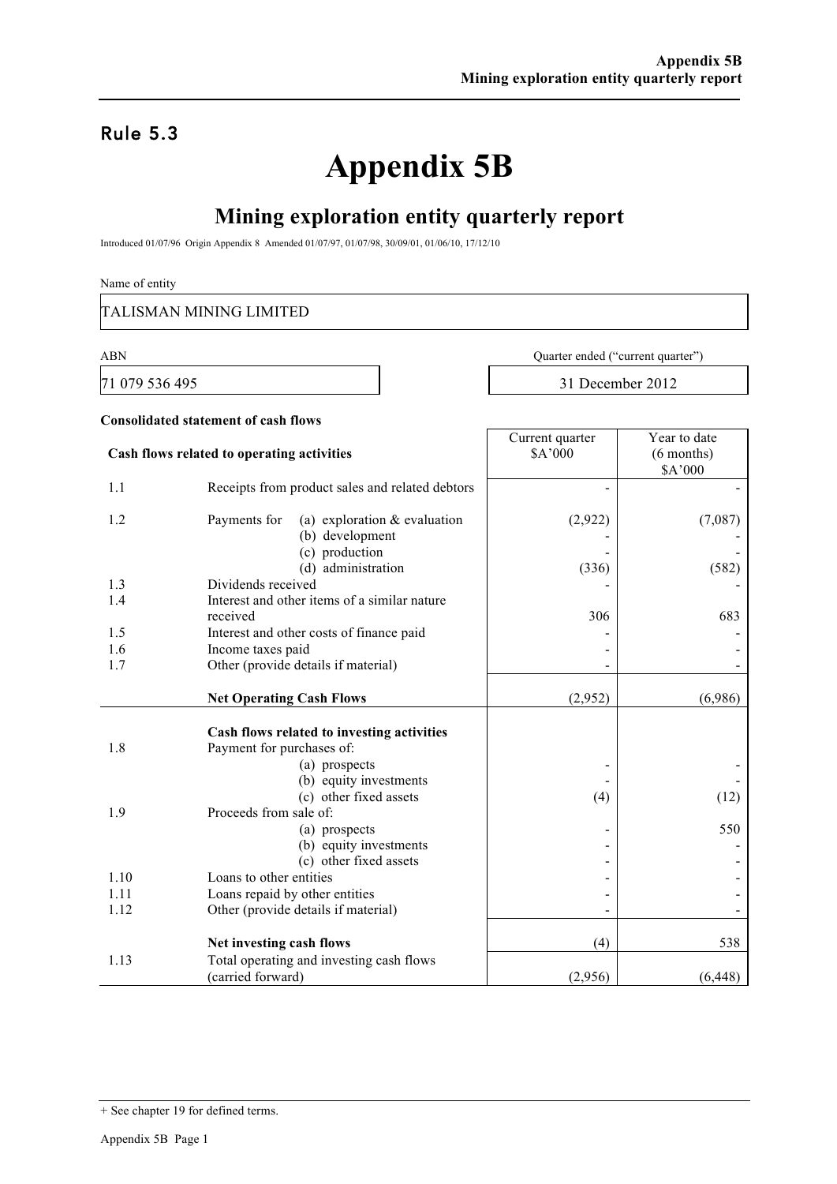## Rule 5.3

# Appendix 5B

## Mining exploration entity quarterly report

Introduced 01/07/96 Origin Appendix 8 Amended 01/07/97, 01/07/98, 30/09/01, 01/06/10, 17/12/10

Name of entity

TALISMAN MINING LIMITED

| ABN | Quarter ended ("current quarter") |
|---|---|
| 71 079 536 495 | 31 December 2012 |

**Consolidated statement of cash flows**

| | **Cash flows related to operating activities** | Current quarter $A'000 | Year to date (6 months) $A'000 |
|---|---|---|---|
| 1.1 | Receipts from product sales and related debtors | - | - |
| 1.2 | Payments for (a) exploration & evaluation | (2,922) | (7,087) |
| | (b) development | - | - |
| | (c) production | - | - |
| | (d) administration | (336) | (582) |
| 1.3 | Dividends received | - | - |
| 1.4 | Interest and other items of a similar nature received | 306 | 683 |
| 1.5 | Interest and other costs of finance paid | - | - |
| 1.6 | Income taxes paid | - | - |
| 1.7 | Other (provide details if material) | - | - |
| | **Net Operating Cash Flows** | (2,952) | (6,986) |
| | **Cash flows related to investing activities** | | |
| 1.8 | Payment for purchases of: | | |
| | (a) prospects | - | - |
| | (b) equity investments | - | - |
| | (c) other fixed assets | (4) | (12) |
| 1.9 | Proceeds from sale of: | | |
| | (a) prospects | - | 550 |
| | (b) equity investments | - | - |
| | (c) other fixed assets | - | - |
| 1.10 | Loans to other entities | - | - |
| 1.11 | Loans repaid by other entities | - | - |
| 1.12 | Other (provide details if material) | - | - |
| | **Net investing cash flows** | (4) | 538 |
| 1.13 | Total operating and investing cash flows (carried forward) | (2,956) | (6,448) |

+ See chapter 19 for defined terms.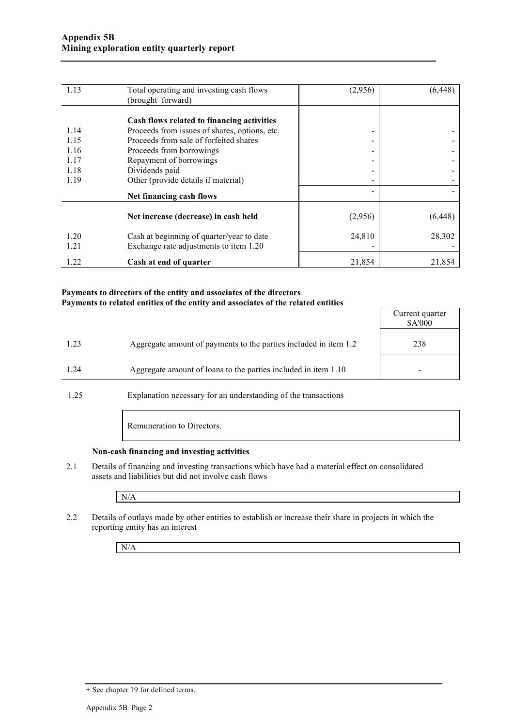| | | | |
|---|---|---|---|
| 1.13 | Total operating and investing cash flows (brought forward) | (2,956) | (6,448) |
| | **Cash flows related to financing activities** | | |
| 1.14 | Proceeds from issues of shares, options, etc. | - | - |
| 1.15 | Proceeds from sale of forfeited shares | - | - |
| 1.16 | Proceeds from borrowings | - | - |
| 1.17 | Repayment of borrowings | - | - |
| 1.18 | Dividends paid | - | - |
| 1.19 | Other (provide details if material) | - | - |
| | **Net financing cash flows** | - | - |
| | **Net increase (decrease) in cash held** | (2,956) | (6,448) |
| 1.20 | Cash at beginning of quarter/year to date | 24,810 | 28,302 |
| 1.21 | Exchange rate adjustments to item 1.20 | - | - |
| 1.22 | **Cash at end of quarter** | 21,854 | 21,854 |

**Payments to directors of the entity and associates of the directors**
**Payments to related entities of the entity and associates of the related entities**

| | | Current quarter $A'000 |
|---|---|---|
| 1.23 | Aggregate amount of payments to the parties included in item 1.2 | 238 |
| 1.24 | Aggregate amount of loans to the parties included in item 1.10 | - |

1.25 Explanation necessary for an understanding of the transactions

Remuneration to Directors.

**Non-cash financing and investing activities**

2.1 Details of financing and investing transactions which have had a material effect on consolidated assets and liabilities but did not involve cash flows

N/A

2.2 Details of outlays made by other entities to establish or increase their share in projects in which the reporting entity has an interest

N/A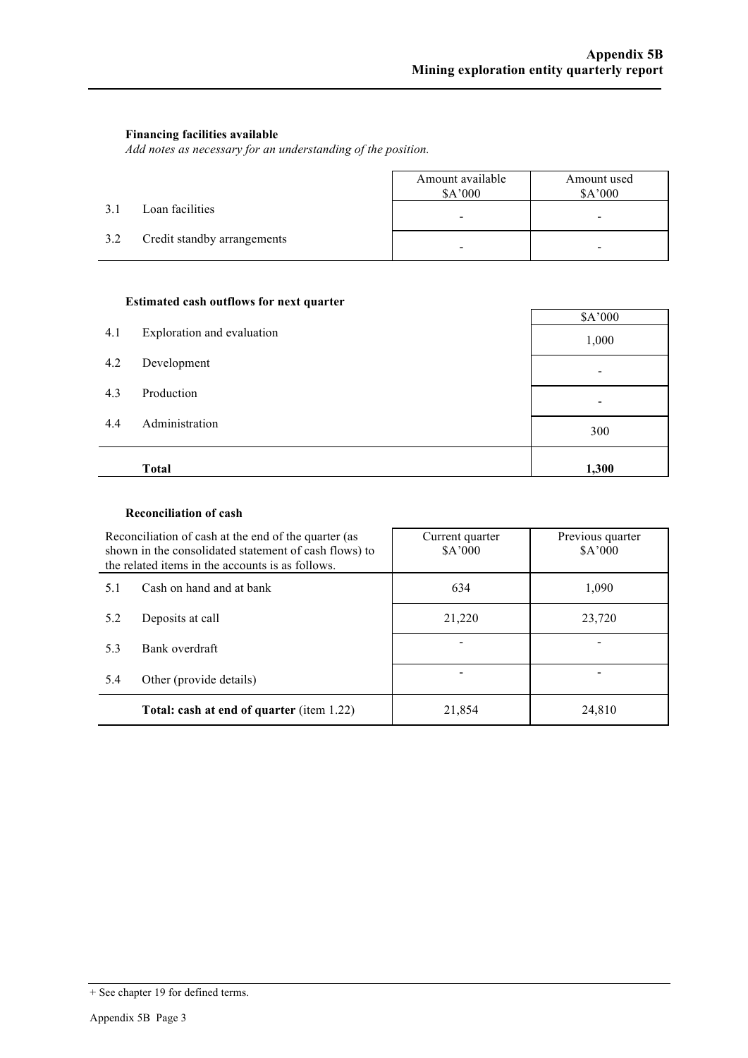### Financing facilities available

*Add notes as necessary for an understanding of the position.*

| | | Amount available $A'000 | Amount used $A'000 |
|---|---|---|---|
| 3.1 | Loan facilities | - | - |
| 3.2 | Credit standby arrangements | - | - |

### Estimated cash outflows for next quarter

| | | $A'000 |
|---|---|---|
| 4.1 | Exploration and evaluation | 1,000 |
| 4.2 | Development | - |
| 4.3 | Production | - |
| 4.4 | Administration | 300 |
| | **Total** | **1,300** |

### Reconciliation of cash

| Reconciliation of cash at the end of the quarter (as shown in the consolidated statement of cash flows) to the related items in the accounts is as follows. | | Current quarter $A'000 | Previous quarter $A'000 |
|---|---|---|---|
| 5.1 | Cash on hand and at bank | 634 | 1,090 |
| 5.2 | Deposits at call | 21,220 | 23,720 |
| 5.3 | Bank overdraft | - | - |
| 5.4 | Other (provide details) | - | - |
| | **Total: cash at end of quarter** (item 1.22) | 21,854 | 24,810 |

+ See chapter 19 for defined terms.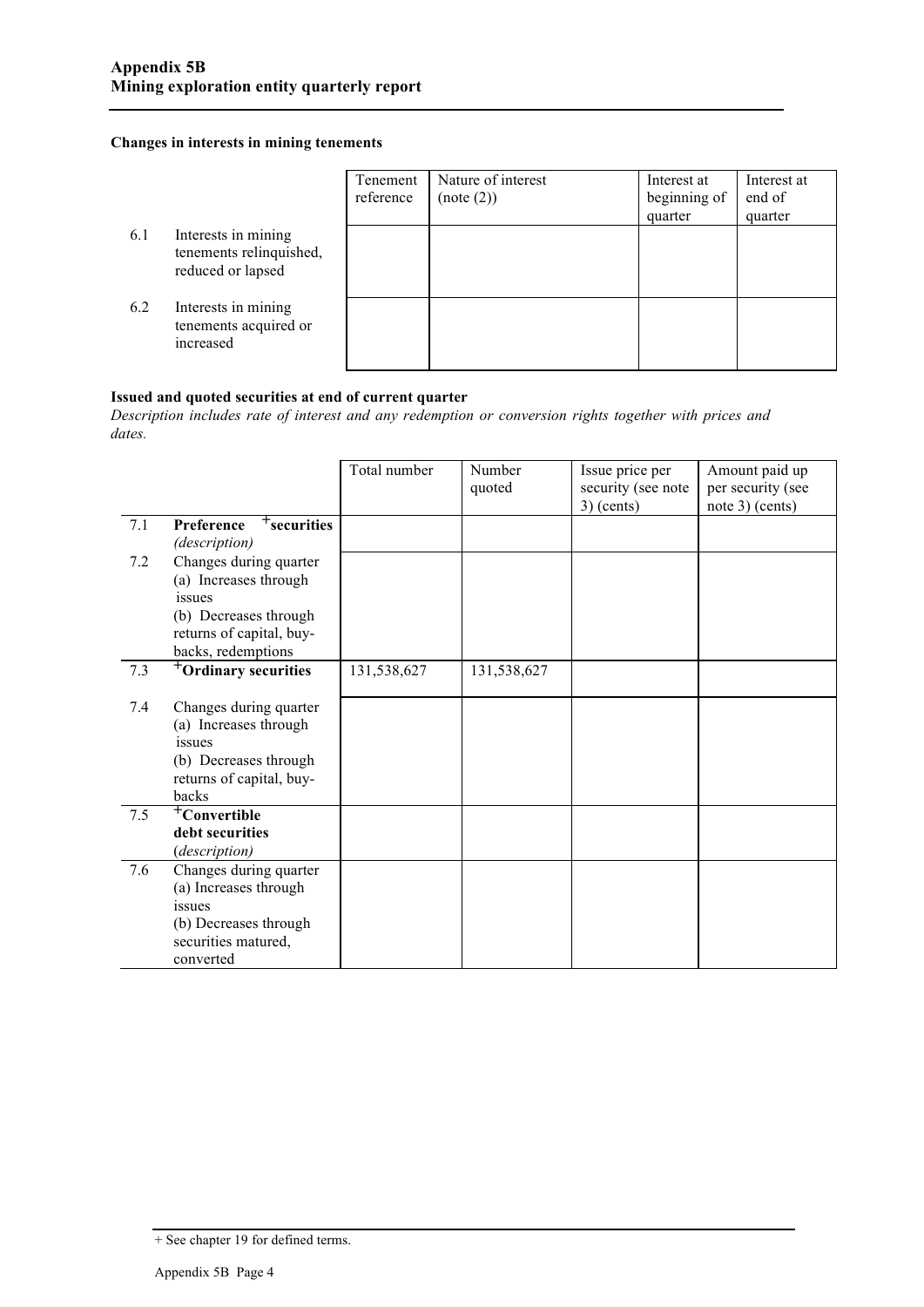**Changes in interests in mining tenements**

| | | Tenement reference | Nature of interest (note (2)) | Interest at beginning of quarter | Interest at end of quarter |
|---|---|---|---|---|---|
| 6.1 | Interests in mining tenements relinquished, reduced or lapsed | | | | |
| 6.2 | Interests in mining tenements acquired or increased | | | | |

**Issued and quoted securities at end of current quarter**

*Description includes rate of interest and any redemption or conversion rights together with prices and dates.*

| | | Total number | Number quoted | Issue price per security (see note 3) (cents) | Amount paid up per security (see note 3) (cents) |
|---|---|---|---|---|---|
| 7.1 | **Preference +securities** *(description)* | | | | |
| 7.2 | Changes during quarter (a) Increases through issues (b) Decreases through returns of capital, buy-backs, redemptions | | | | |
| 7.3 | **+Ordinary securities** | 131,538,627 | 131,538,627 | | |
| 7.4 | Changes during quarter (a) Increases through issues (b) Decreases through returns of capital, buy-backs | | | | |
| 7.5 | **+Convertible debt securities** *(description)* | | | | |
| 7.6 | Changes during quarter (a) Increases through issues (b) Decreases through securities matured, converted | | | | |

+ See chapter 19 for defined terms.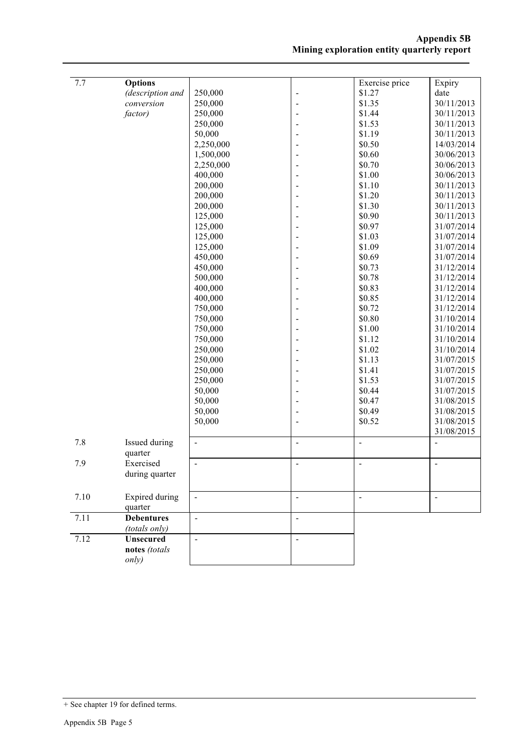| | | | | Exercise price | Expiry date |
|---|---|---|---|---|---|
| 7.7 | **Options** *(description and conversion factor)* | 250,000 | - | $1.27 | 30/11/2013 |
| | | 250,000 | - | $1.35 | 30/11/2013 |
| | | 250,000 | - | $1.44 | 30/11/2013 |
| | | 250,000 | - | $1.53 | 30/11/2013 |
| | | 50,000 | - | $1.19 | 14/03/2014 |
| | | 2,250,000 | - | $0.50 | 30/06/2013 |
| | | 1,500,000 | - | $0.60 | 30/06/2013 |
| | | 2,250,000 | - | $0.70 | 30/06/2013 |
| | | 400,000 | - | $1.00 | 30/11/2013 |
| | | 200,000 | - | $1.10 | 30/11/2013 |
| | | 200,000 | - | $1.20 | 30/11/2013 |
| | | 200,000 | - | $1.30 | 30/11/2013 |
| | | 125,000 | - | $0.90 | 31/07/2014 |
| | | 125,000 | - | $0.97 | 31/07/2014 |
| | | 125,000 | - | $1.03 | 31/07/2014 |
| | | 125,000 | - | $1.09 | 31/07/2014 |
| | | 450,000 | - | $0.69 | 31/12/2014 |
| | | 450,000 | - | $0.73 | 31/12/2014 |
| | | 500,000 | - | $0.78 | 31/12/2014 |
| | | 400,000 | - | $0.83 | 31/12/2014 |
| | | 400,000 | - | $0.85 | 31/12/2014 |
| | | 750,000 | - | $0.72 | 31/10/2014 |
| | | 750,000 | - | $0.80 | 31/10/2014 |
| | | 750,000 | - | $1.00 | 31/10/2014 |
| | | 750,000 | - | $1.12 | 31/10/2014 |
| | | 250,000 | - | $1.02 | 31/07/2015 |
| | | 250,000 | - | $1.13 | 31/07/2015 |
| | | 250,000 | - | $1.41 | 31/07/2015 |
| | | 250,000 | - | $1.53 | 31/07/2015 |
| | | 50,000 | - | $0.44 | 31/08/2015 |
| | | 50,000 | - | $0.47 | 31/08/2015 |
| | | 50,000 | - | $0.49 | 31/08/2015 |
| | | 50,000 | - | $0.52 | 31/08/2015 |
| 7.8 | Issued during quarter | - | - | - | - |
| 7.9 | Exercised during quarter | - | - | - | - |
| 7.10 | Expired during quarter | - | - | - | - |
| 7.11 | **Debentures** *(totals only)* | - | - | | |
| 7.12 | **Unsecured notes** *(totals only)* | - | - | | |

+ See chapter 19 for defined terms.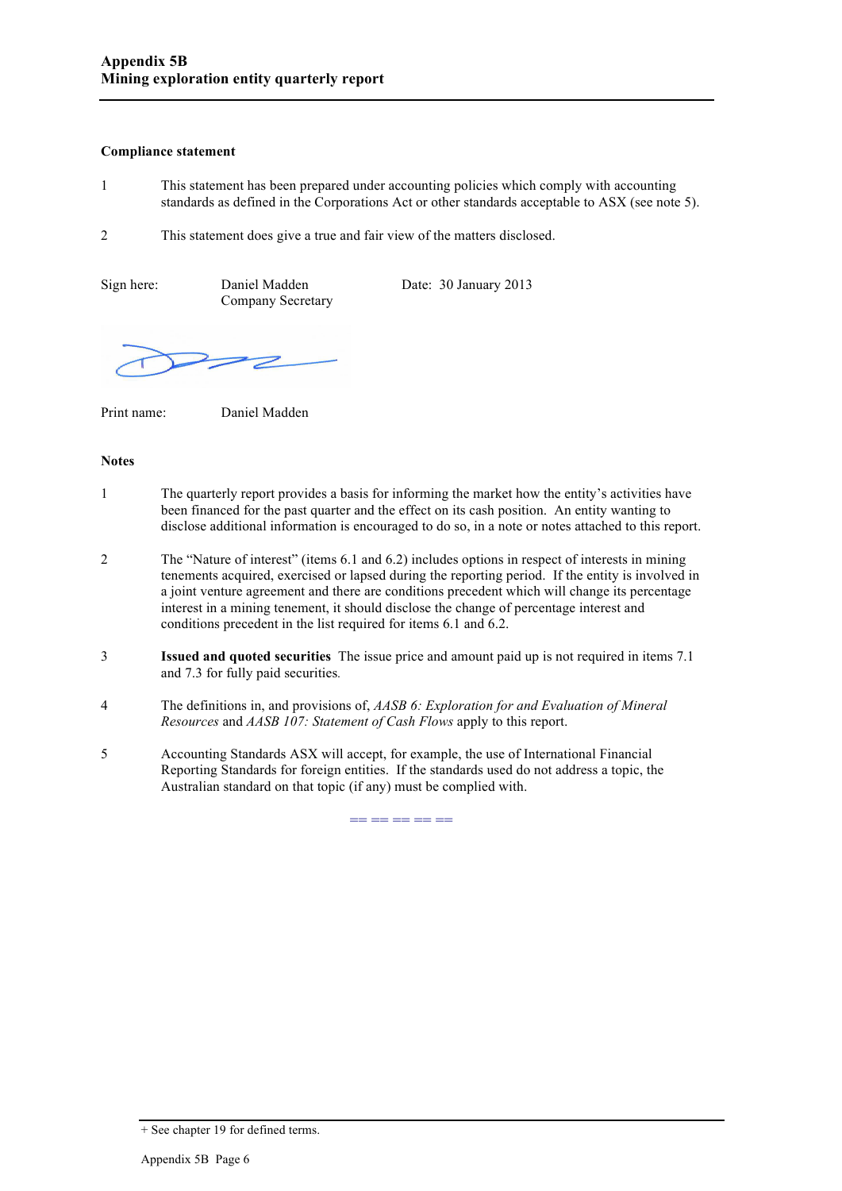## Compliance statement

1 This statement has been prepared under accounting policies which comply with accounting standards as defined in the Corporations Act or other standards acceptable to ASX (see note 5).

2 This statement does give a true and fair view of the matters disclosed.

Sign here: Daniel Madden Date: 30 January 2013
Company Secretary

Print name: Daniel Madden

## Notes

1 The quarterly report provides a basis for informing the market how the entity's activities have been financed for the past quarter and the effect on its cash position. An entity wanting to disclose additional information is encouraged to do so, in a note or notes attached to this report.

2 The "Nature of interest" (items 6.1 and 6.2) includes options in respect of interests in mining tenements acquired, exercised or lapsed during the reporting period. If the entity is involved in a joint venture agreement and there are conditions precedent which will change its percentage interest in a mining tenement, it should disclose the change of percentage interest and conditions precedent in the list required for items 6.1 and 6.2.

3 **Issued and quoted securities** The issue price and amount paid up is not required in items 7.1 and 7.3 for fully paid securities.

4 The definitions in, and provisions of, *AASB 6: Exploration for and Evaluation of Mineral Resources* and *AASB 107: Statement of Cash Flows* apply to this report.

5 Accounting Standards ASX will accept, for example, the use of International Financial Reporting Standards for foreign entities. If the standards used do not address a topic, the Australian standard on that topic (if any) must be complied with.

== == == == ==

+ See chapter 19 for defined terms.